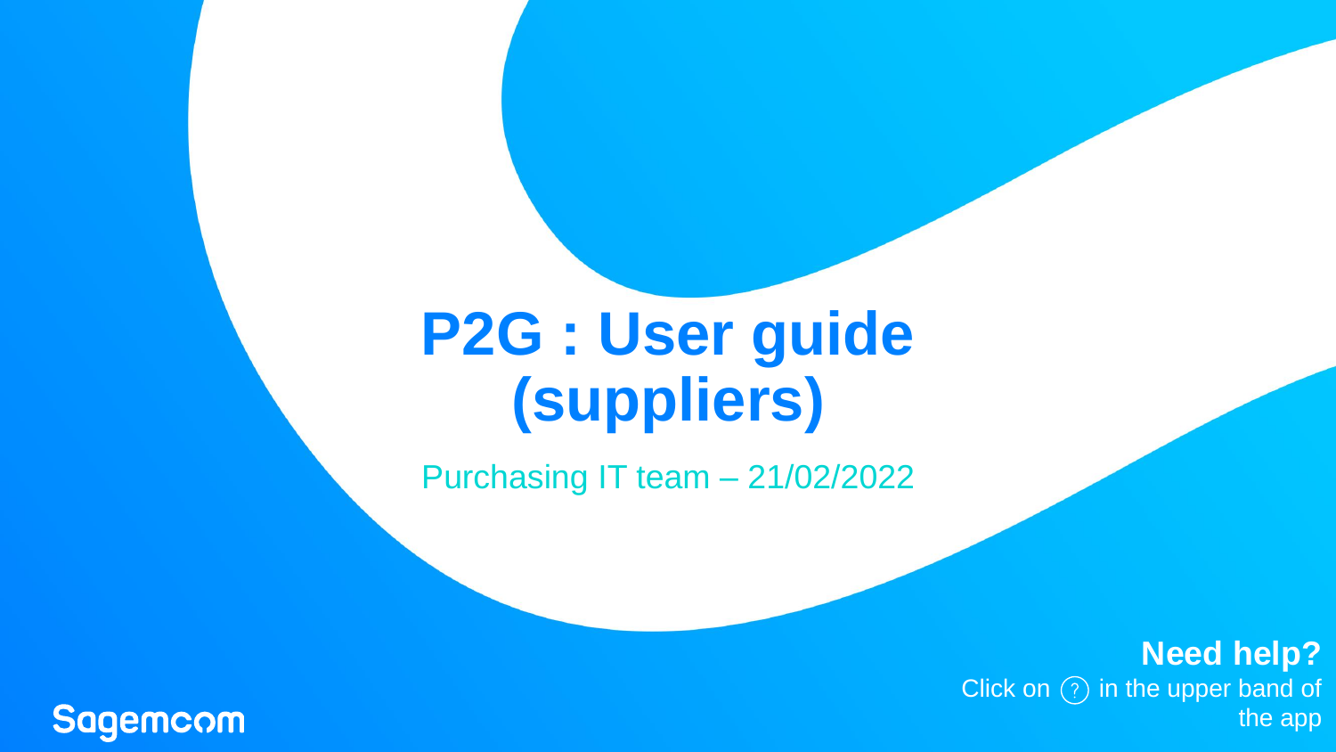# P2G : User guide (suppliers)

Purchasing IT team – 21/02/2022

**Need help?**
Click on ? in the upper band of the app

Sagemcom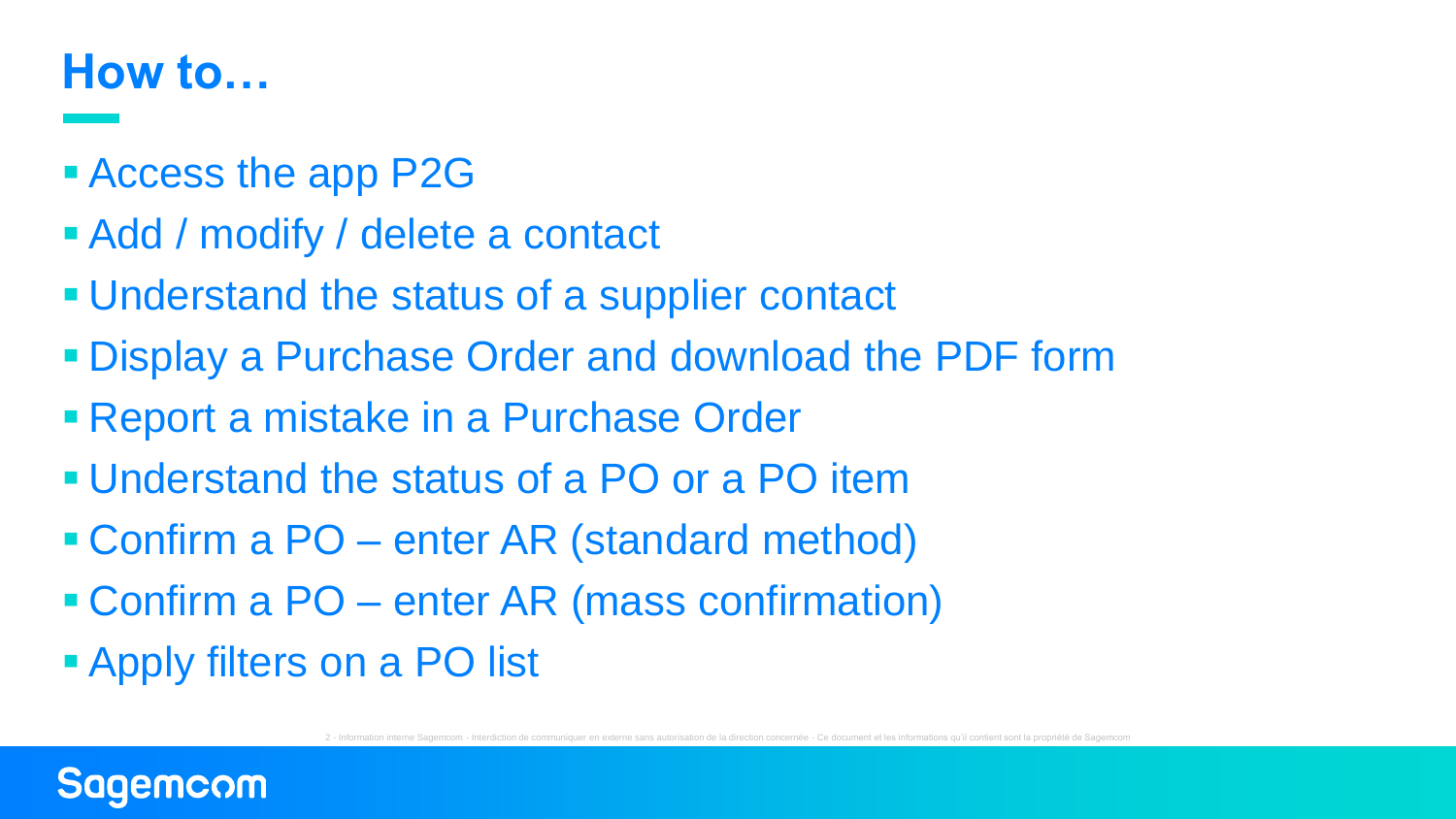# How to…

- Access the app P2G
- Add / modify / delete a contact
- Understand the status of a supplier contact
- Display a Purchase Order and download the PDF form
- Report a mistake in a Purchase Order
- Understand the status of a PO or a PO item
- Confirm a PO – enter AR (standard method)
- Confirm a PO – enter AR (mass confirmation)
- Apply filters on a PO list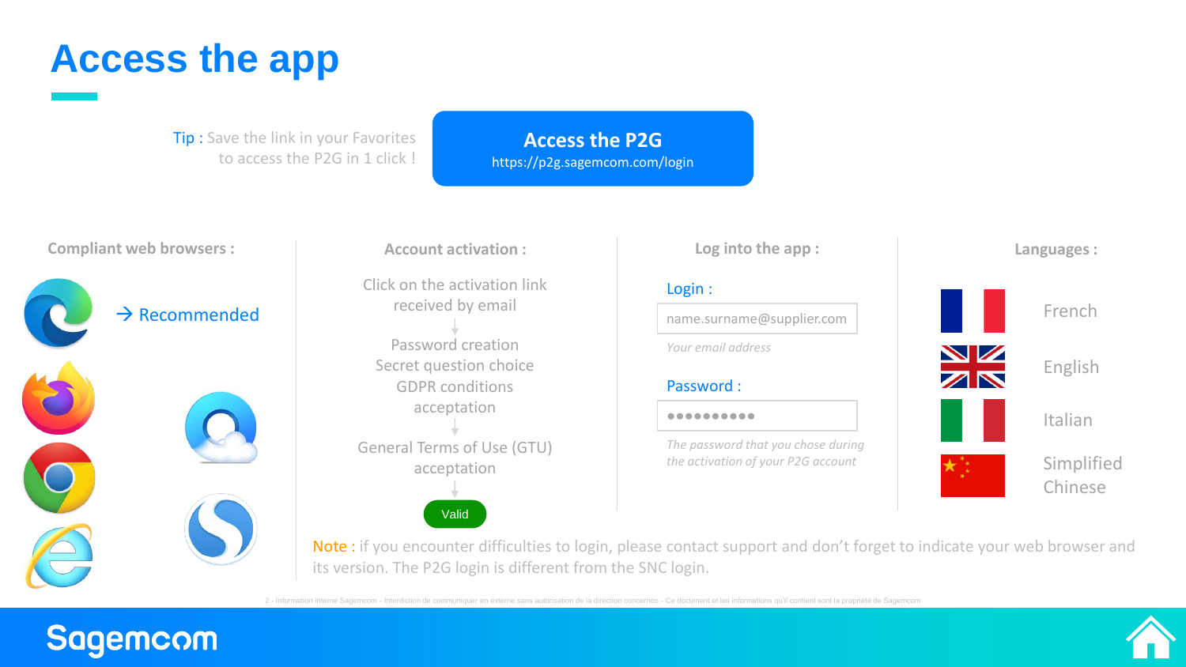# Access the app

**Tip :** Save the link in your Favorites to access the P2G in 1 click !

**Access the P2G**
https://p2g.sagemcom.com/login

### Compliant web browsers :

→ Recommended

### Account activation :

Click on the activation link received by email

↓

Password creation
Secret question choice
GDPR conditions acceptation

↓

General Terms of Use (GTU) acceptation

↓

Valid

### Log into the app :

**Login :**

name.surname@supplier.com

*Your email address*

**Password :**

●●●●●●●●●●

*The password that you chose during the activation of your P2G account*

### Languages :

- French
- English
- Italian
- Simplified Chinese

**Note :** if you encounter difficulties to login, please contact support and don't forget to indicate your web browser and its version. The P2G login is different from the SNC login.

2 - Information interne Sagemcom - Interdiction de communiquer en externe sans autorisation de la direction concernée - Ce document et les informations qu'il contient sont la propriété de Sagemcom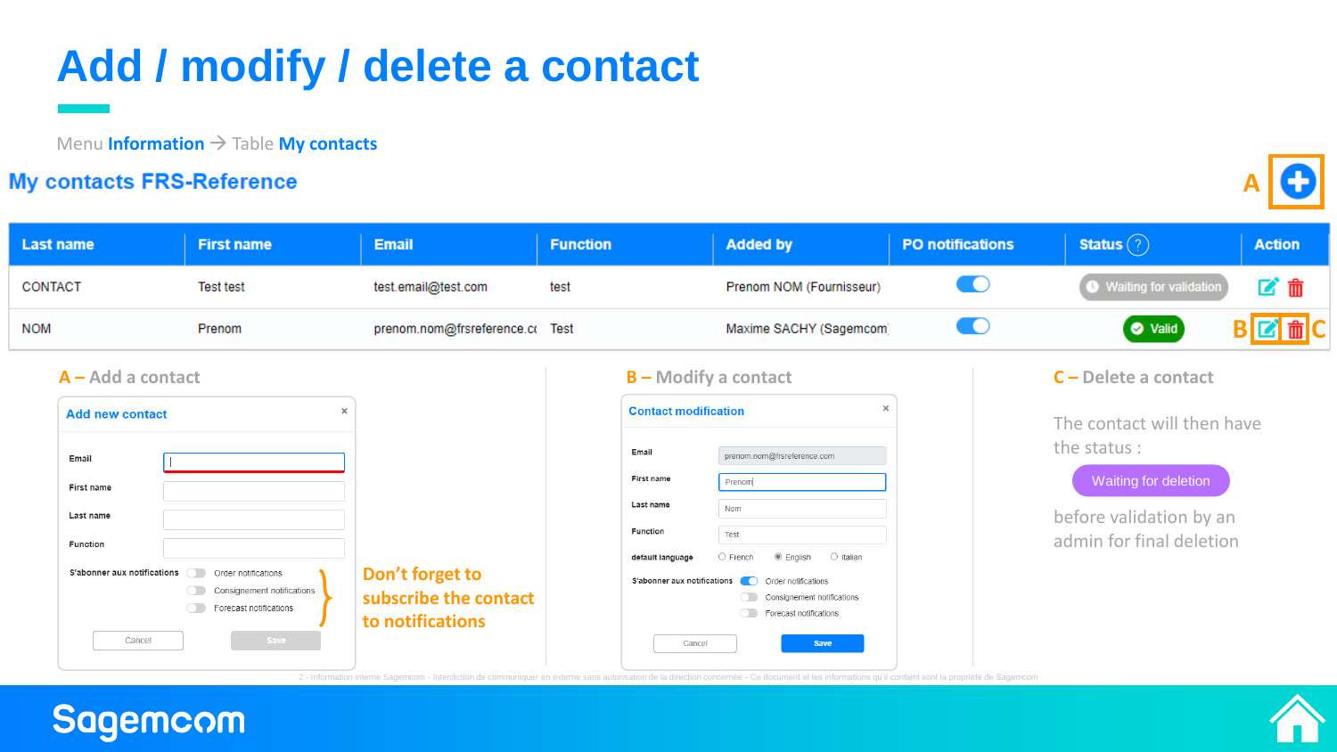# Add / modify / delete a contact

Menu **Information** → Table **My contacts**

## My contacts FRS-Reference

A

| Last name | First name | Email | Function | Added by | PO notifications | Status | Action |
|---|---|---|---|---|---|---|---|
| CONTACT | Test test | test.email@test.com | test | Prenom NOM (Fournisseur) | | Waiting for validation | |
| NOM | Prenom | prenom.nom@frsreference.cc | Test | Maxime SACHY (Sagemcom | | Valid | B C |

### A – Add a contact

**Add new contact**

- Email
- First name
- Last name
- Function
- S'abonner aux notifications
  - Order notifications
  - Consignement notifications
  - Forecast notifications

Cancel | Save

Don't forget to subscribe the contact to notifications

### B – Modify a contact

**Contact modification**

- Email: prenom.nom@frsreference.com
- First name: Prenom
- Last name: Nom
- Function: Test
- default language: French / English / Italian
- S'abonner aux notifications
  - Order notifications
  - Consignement notifications
  - Forecast notifications

Cancel | Save

### C – Delete a contact

The contact will then have the status :

Waiting for deletion

before validation by an admin for final deletion

2 - Information interne Sagemcom - Interdiction de communiquer en externe sans autorisation de la direction concernée - Ce document et les informations qu'il contient sont la propriété de Sagemcom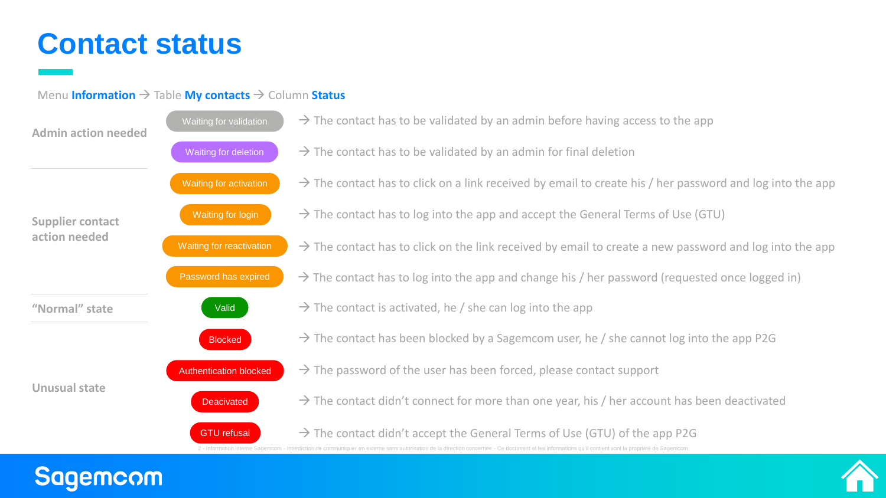# Contact status

Menu **Information** → Table **My contacts** → Column **Status**

| Category | Status | Description |
|---|---|---|
| **Admin action needed** | Waiting for validation | → The contact has to be validated by an admin before having access to the app |
| | Waiting for deletion | → The contact has to be validated by an admin for final deletion |
| **Supplier contact action needed** | Waiting for activation | → The contact has to click on a link received by email to create his / her password and log into the app |
| | Waiting for login | → The contact has to log into the app and accept the General Terms of Use (GTU) |
| | Waiting for reactivation | → The contact has to click on the link received by email to create a new password and log into the app |
| | Password has expired | → The contact has to log into the app and change his / her password (requested once logged in) |
| **"Normal" state** | Valid | → The contact is activated, he / she can log into the app |
| **Unusual state** | Blocked | → The contact has been blocked by a Sagemcom user, he / she cannot log into the app P2G |
| | Authentication blocked | → The password of the user has been forced, please contact support |
| | Deacivated | → The contact didn't connect for more than one year, his / her account has been deactivated |
| | GTU refusal | → The contact didn't accept the General Terms of Use (GTU) of the app P2G |

2 - Information interne Sagemcom - Interdiction de communiquer en externe sans autorisation de la direction concernée - Ce document et les informations qu'il contient sont la propriété de Sagemcom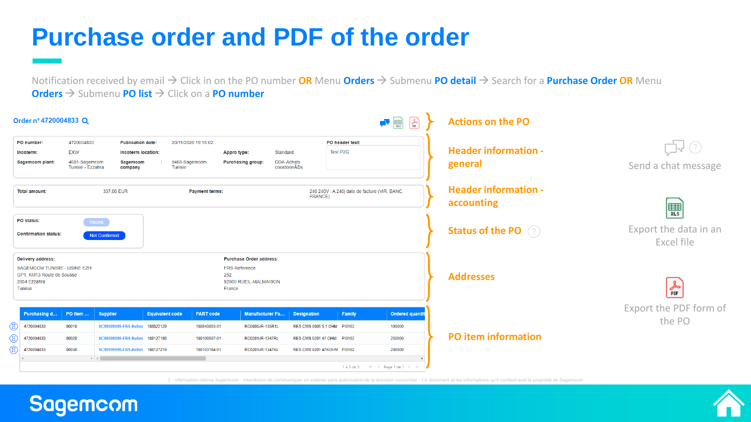# Purchase order and PDF of the order

Notification received by email → Click in on the PO number **OR** Menu **Orders** → Submenu **PO detail** → Search for a **Purchase Order OR** Menu **Orders** → Submenu **PO list** → Click on a **PO number**

**Order n° 4720004833**

**Actions on the PO**

| PO number: | 4720004833 | Publication date: | 20/11/2020 19:15:02 | | | PO header text: |
|---|---|---|---|---|---|---|
| Incoterm: | EXW | Incoterm location: | | Appro type: | Standard | Test P2G |
| Sagemcom plant: | 4681-Sagemcom Tunisie - Ezzahra | Sagemcom company: | 0468-Sagemcom Tunisie | Purchasing group: | DDA-Achats coordonnÃ©s | |

**Header information - general**

| Total amount: | 337,00 EUR | Payment terms: | 240 240V : A 240j date de facture (VIR. BANC. FRANCE) |
|---|---|---|---|

**Header information - accounting**

| PO status: | Issued |
|---|---|
| Confirmation status: | Not Confirmed |

**Status of the PO**

**Delivery address:**
SAGEMCOM TUNISIE - USINE EZH
GP1, KM13 Route de Sousse
2034 Ezzahra
Tunisia

**Purchase Order address:**
FRS-Reference
252
92500 RUEIL-MALMAISON
France

**Addresses**

| Purchasing d... | PO item ... | Supplier | Equivalent code | PART code | Manufacturer Pa... | Designation | Family | Ordered quantit |
|---|---|---|---|---|---|---|---|---|
| 4720004833 | 00010 | SC99999999-FRS-Refere | 188822129 | 188843863-01 | RC0805JR-135R1L | RES.CMS 0805 5,1 OHM | PI0102 | 100000 |
| 4720004833 | 00020 | SC99999999-FRS-Refere | 188127186 | 189100697-01 | RC0201JR-1347RL | RES.CMS 0201 47 OHM | PI0102 | 250000 |
| 4720004833 | 00030 | SC99999999-FRS-Refere | 188127219 | 189103164-01 | RC0201JR-1347KL | RES.CMS 0201 47KOHM | PI0102 | 200000 |

1 à 3 de 3 Page 1 de 1

**PO item information**

Send a chat message

Export the data in an Excel file

Export the PDF form of the PO

2 - Information interne Sagemcom - Interdiction de communiquer en externe sans autorisation de la direction concernée - Ce document et les informations qu'il contient sont la propriété de Sagemcom

Sagemcom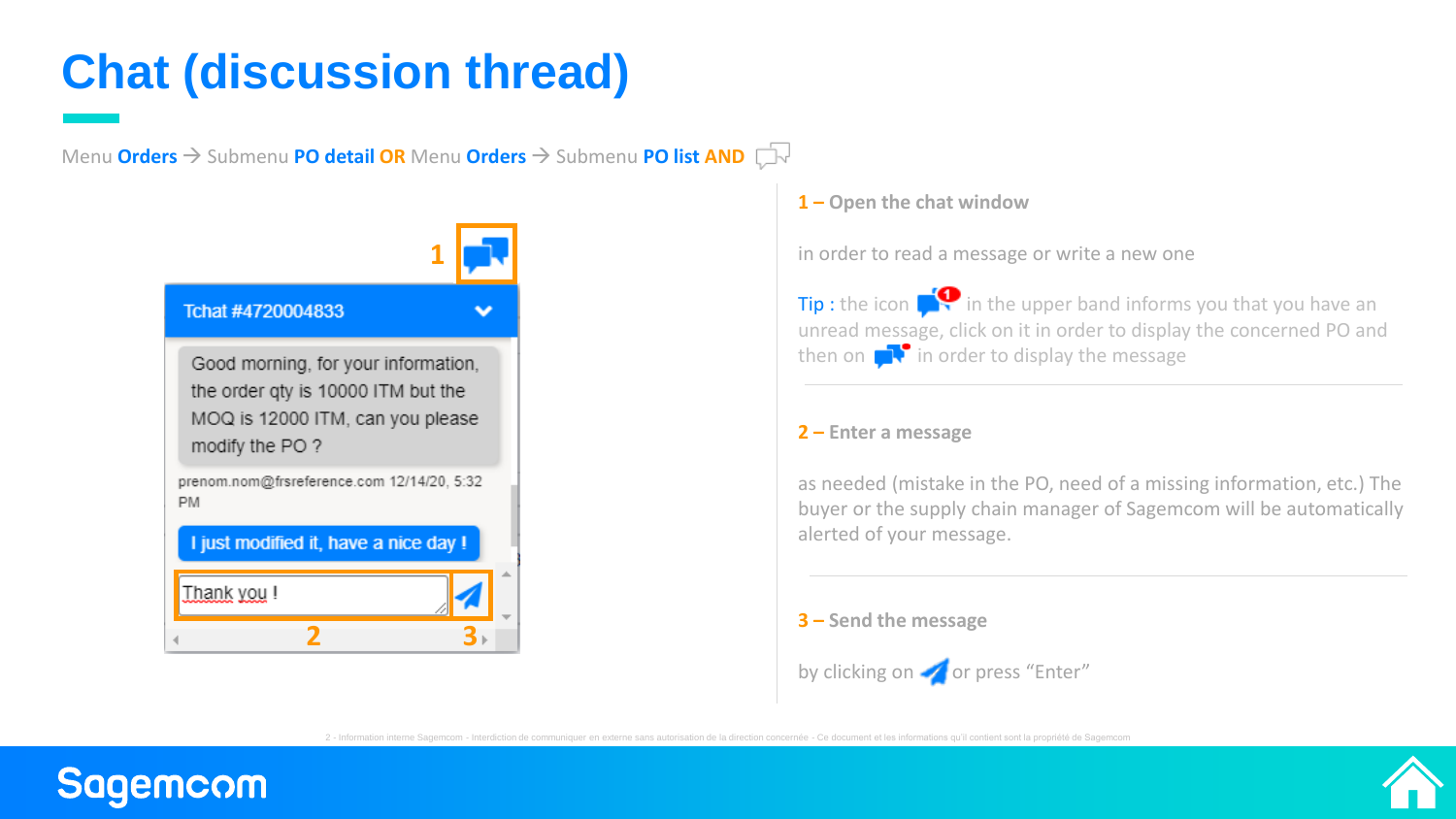# Chat (discussion thread)

Menu **Orders** → Submenu **PO detail** **OR** Menu **Orders** → Submenu **PO list** **AND**

**1 – Open the chat window**

in order to read a message or write a new one

Tip : the icon in the upper band informs you that you have an unread message, click on it in order to display the concerned PO and then on in order to display the message

**2 – Enter a message**

as needed (mistake in the PO, need of a missing information, etc.) The buyer or the supply chain manager of Sagemcom will be automatically alerted of your message.

**3 – Send the message**

by clicking on or press “Enter”

2 - Information interne Sagemcom - Interdiction de communiquer en externe sans autorisation de la direction concernée - Ce document et les informations qu'il contient sont la propriété de Sagemcom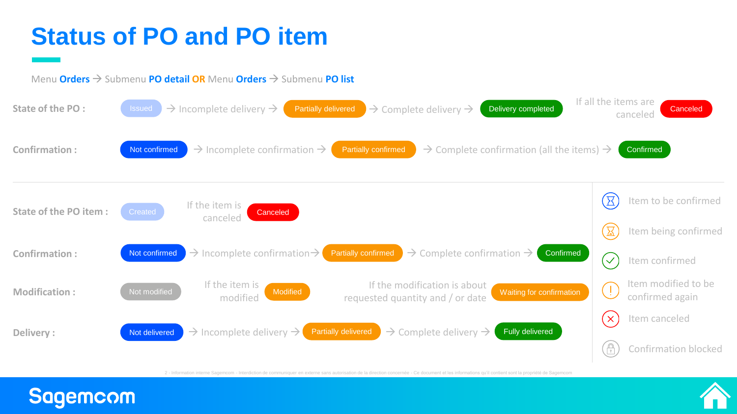# Status of PO and PO item

Menu **Orders** → Submenu **PO detail** **OR** Menu **Orders** → Submenu **PO list**

**State of the PO :** Issued → Incomplete delivery → Partially delivered → Complete delivery → Delivery completed — If all the items are canceled: Canceled

**Confirmation :** Not confirmed → Incomplete confirmation → Partially confirmed → Complete confirmation (all the items) → Confirmed

---

**State of the PO item :** Created — If the item is canceled: Canceled

**Confirmation :** Not confirmed → Incomplete confirmation → Partially confirmed → Complete confirmation → Confirmed

**Modification :** Not modified — If the item is modified: Modified — If the modification is about requested quantity and / or date: Waiting for confirmation

**Delivery :** Not delivered → Incomplete delivery → Partially delivered → Complete delivery → Fully delivered

- Item to be confirmed
- Item being confirmed
- Item confirmed
- Item modified to be confirmed again
- Item canceled
- Confirmation blocked

2 - Information interne Sagemcom - Interdiction de communiquer en externe sans autorisation de la direction concernée - Ce document et les informations qu'il contient sont la propriété de Sagemcom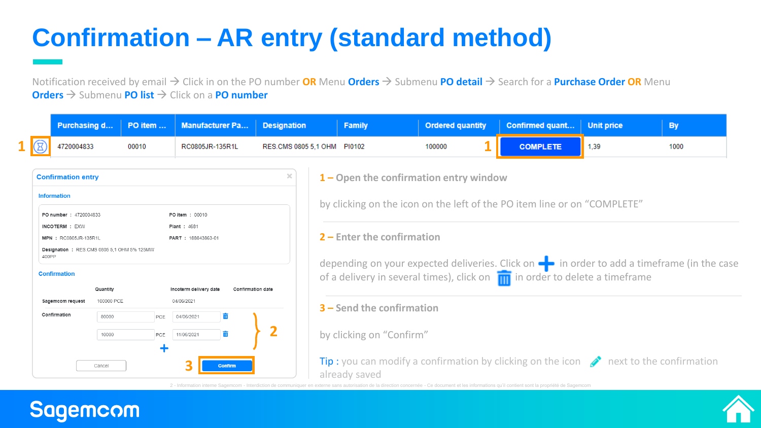# Confirmation – AR entry (standard method)

Notification received by email → Click in on the PO number **OR** Menu **Orders** → Submenu **PO detail** → Search for a **Purchase Order** **OR** Menu **Orders** → Submenu **PO list** → Click on a **PO number**

| | Purchasing d... | PO item ... | Manufacturer Pa... | Designation | Family | Ordered quantity | Confirmed quant... | Unit price | By |
|---|---|---|---|---|---|---|---|---|---|
| 1 | 4720004833 | 00010 | RC0805JR-135R1L | RES.CMS 0805 5,1 OHM | PI0102 | 100000 | 1 COMPLETE | 1,39 | 1000 |

**Confirmation entry**

**Information**

PO number : 4720004833
PO item : 00010
INCOTERM : EXW
Plant : 4681
MPN : RC0805JR-135R1L
PART : 168843863-01
Designation : RES CMS 0805 5,1 OHM 5% 125MW 400PP

**Confirmation**

| | Quantity | | Incoterm delivery date | Confirmation date |
|---|---|---|---|---|
| Sagemcom request | 100000 PCE | | 04/06/2021 | |
| Confirmation | 80000 | PCE | 04/06/2021 | |
| | 10000 | PCE | 11/06/2021 | |

2

Cancel | 3 Confirm

**1 – Open the confirmation entry window**

by clicking on the icon on the left of the PO item line or on "COMPLETE"

**2 – Enter the confirmation**

depending on your expected deliveries. Click on + in order to add a timeframe (in the case of a delivery in several times), click on 🗑 in order to delete a timeframe

**3 – Send the confirmation**

by clicking on "Confirm"

Tip : you can modify a confirmation by clicking on the icon ✎ next to the confirmation already saved

2 - Information interne Sagemcom - Interdiction de communiquer en externe sans autorisation de la direction concernée - Ce document et les informations qu'il contient sont la propriété de Sagemcom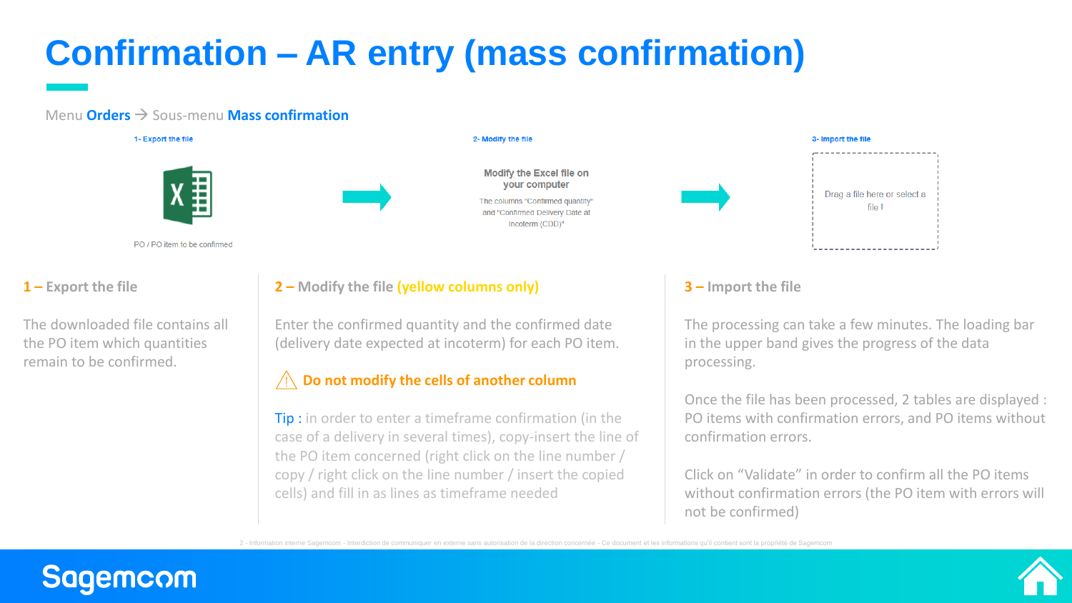# Confirmation – AR entry (mass confirmation)

Menu **Orders** → Sous-menu **Mass confirmation**

1- Export the file

PO / PO item to be confirmed

2- Modify the file

**Modify the Excel file on your computer**

The columns "Confirmed quantity" and "Confirmed Delivery Date at Incoterm (CDD)"

3- Import the file

Drag a file here or select a file !

### 1 – Export the file

The downloaded file contains all the PO item which quantities remain to be confirmed.

### 2 – Modify the file (yellow columns only)

Enter the confirmed quantity and the confirmed date (delivery date expected at incoterm) for each PO item.

⚠ **Do not modify the cells of another column**

Tip : in order to enter a timeframe confirmation (in the case of a delivery in several times), copy-insert the line of the PO item concerned (right click on the line number / copy / right click on the line number / insert the copied cells) and fill in as lines as timeframe needed

### 3 – Import the file

The processing can take a few minutes. The loading bar in the upper band gives the progress of the data processing.

Once the file has been processed, 2 tables are displayed : PO items with confirmation errors, and PO items without confirmation errors.

Click on "Validate" in order to confirm all the PO items without confirmation errors (the PO item with errors will not be confirmed)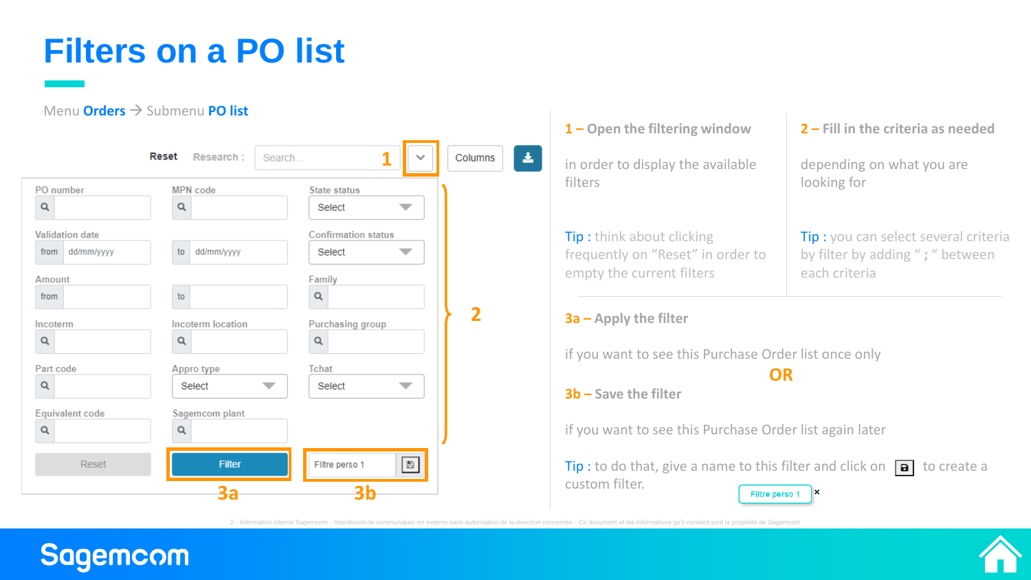# Filters on a PO list

Menu **Orders** → Submenu **PO list**

Reset Research : Search... 1 Columns

PO number | MPN code | State status Select

Validation date from dd/mm/yyyy | to dd/mm/yyyy | Confirmation status Select

Amount from | to | Family

Incoterm | Incoterm location | Purchasing group

Part code | Appro type Select | Tchat Select

Equivalent code | Sagemcom plant

Reset | Filter | Filtre perso 1

2

3a 3b

**1 – Open the filtering window**

in order to display the available filters

Tip : think about clicking frequently on "Reset" in order to empty the current filters

**2 – Fill in the criteria as needed**

depending on what you are looking for

Tip : you can select several criteria by filter by adding " ; " between each criteria

**3a – Apply the filter**

if you want to see this Purchase Order list once only

**OR**

**3b – Save the filter**

if you want to see this Purchase Order list again later

Tip : to do that, give a name to this filter and click on [save icon] to create a custom filter.

Filtre perso 1 ×

2 - Information interne Sagemcom - Interdiction de communiquer en externe sans autorisation de la direction concernée - Ce document et les informations qu'il contient sont la propriété de Sagemcom

Sagemcom